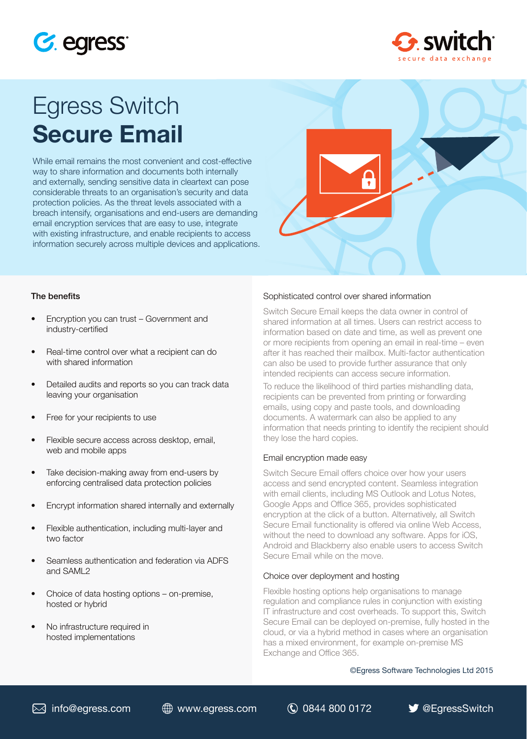# Egress Switch
# **Secure Email**

While email remains the most convenient and cost-effective way to share information and documents both internally and externally, sending sensitive data in cleartext can pose considerable threats to an organisation's security and data protection policies. As the threat levels associated with a breach intensify, organisations and end-users are demanding email encryption services that are easy to use, integrate with existing infrastructure, and enable recipients to access information securely across multiple devices and applications.

### The benefits

- Encryption you can trust – Government and industry-certified
- Real-time control over what a recipient can do with shared information
- Detailed audits and reports so you can track data leaving your organisation
- Free for your recipients to use
- Flexible secure access across desktop, email, web and mobile apps
- Take decision-making away from end-users by enforcing centralised data protection policies
- Encrypt information shared internally and externally
- Flexible authentication, including multi-layer and two factor
- Seamless authentication and federation via ADFS and SAML2
- Choice of data hosting options – on-premise, hosted or hybrid
- No infrastructure required in hosted implementations

### Sophisticated control over shared information

Switch Secure Email keeps the data owner in control of shared information at all times. Users can restrict access to information based on date and time, as well as prevent one or more recipients from opening an email in real-time – even after it has reached their mailbox. Multi-factor authentication can also be used to provide further assurance that only intended recipients can access secure information.

To reduce the likelihood of third parties mishandling data, recipients can be prevented from printing or forwarding emails, using copy and paste tools, and downloading documents. A watermark can also be applied to any information that needs printing to identify the recipient should they lose the hard copies.

### Email encryption made easy

Switch Secure Email offers choice over how your users access and send encrypted content. Seamless integration with email clients, including MS Outlook and Lotus Notes, Google Apps and Office 365, provides sophisticated encryption at the click of a button. Alternatively, all Switch Secure Email functionality is offered via online Web Access, without the need to download any software. Apps for iOS, Android and Blackberry also enable users to access Switch Secure Email while on the move.

### Choice over deployment and hosting

Flexible hosting options help organisations to manage regulation and compliance rules in conjunction with existing IT infrastructure and cost overheads. To support this, Switch Secure Email can be deployed on-premise, fully hosted in the cloud, or via a hybrid method in cases where an organisation has a mixed environment, for example on-premise MS Exchange and Office 365.

©Egress Software Technologies Ltd 2015

info@egress.com | www.egress.com | 0844 800 0172 | @EgressSwitch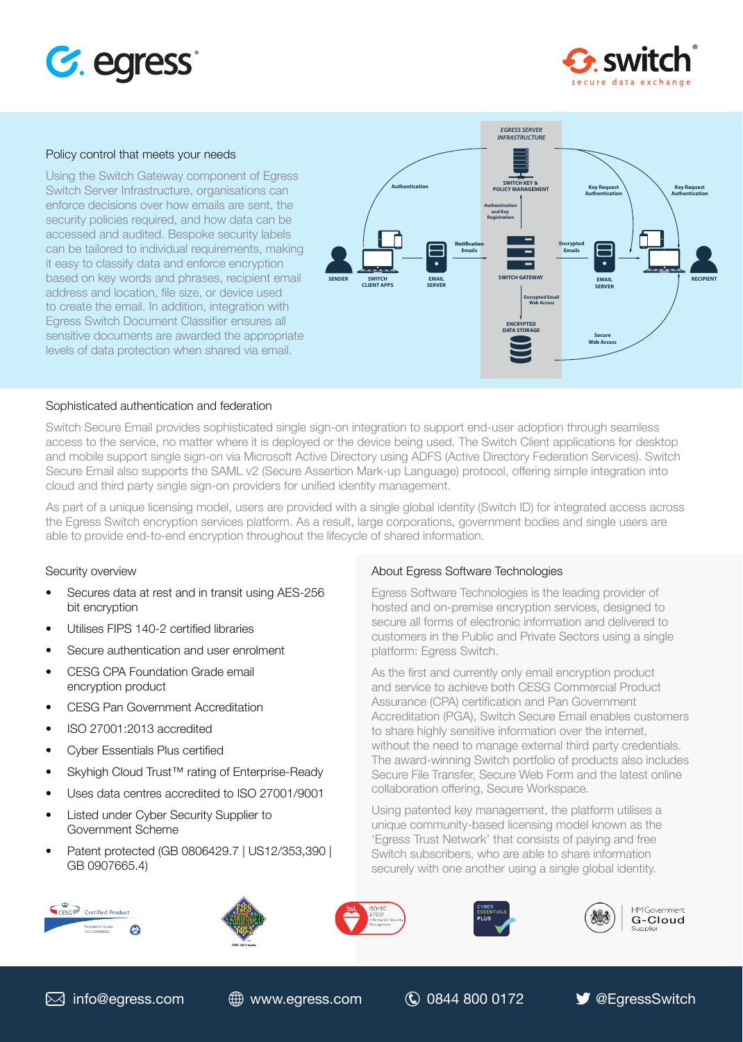## Policy control that meets your needs

Using the Switch Gateway component of Egress Switch Server Infrastructure, organisations can enforce decisions over how emails are sent, the security policies required, and how data can be accessed and audited. Bespoke security labels can be tailored to individual requirements, making it easy to classify data and enforce encryption based on key words and phrases, recipient email address and location, file size, or device used to create the email. In addition, integration with Egress Switch Document Classifier ensures all sensitive documents are awarded the appropriate levels of data protection when shared via email.

EGRESS SERVER INFRASTRUCTURE

Authentication
SWITCH KEY & POLICY MANAGEMENT
Key Request Authentication
Key Request Authentication
Authentication and Key Registration
Notification Emails
Encrypted Emails
SENDER
SWITCH CLIENT APPS
EMAIL SERVER
SWITCH GATEWAY
EMAIL SERVER
RECIPIENT
Encrypted Email Web Access
ENCRYPTED DATA STORAGE
Secure Web Access

## Sophisticated authentication and federation

Switch Secure Email provides sophisticated single sign-on integration to support end-user adoption through seamless access to the service, no matter where it is deployed or the device being used. The Switch Client applications for desktop and mobile support single sign-on via Microsoft Active Directory using ADFS (Active Directory Federation Services). Switch Secure Email also supports the SAML v2 (Secure Assertion Mark-up Language) protocol, offering simple integration into cloud and third party single sign-on providers for unified identity management.

As part of a unique licensing model, users are provided with a single global identity (Switch ID) for integrated access across the Egress Switch encryption services platform. As a result, large corporations, government bodies and single users are able to provide end-to-end encryption throughout the lifecycle of shared information.

## Security overview

- Secures data at rest and in transit using AES-256 bit encryption
- Utilises FIPS 140-2 certified libraries
- Secure authentication and user enrolment
- CESG CPA Foundation Grade email encryption product
- CESG Pan Government Accreditation
- ISO 27001:2013 accredited
- Cyber Essentials Plus certified
- Skyhigh Cloud Trust™ rating of Enterprise-Ready
- Uses data centres accredited to ISO 27001/9001
- Listed under Cyber Security Supplier to Government Scheme
- Patent protected (GB 0806429.7 | US12/353,390 | GB 0907665.4)

## About Egress Software Technologies

Egress Software Technologies is the leading provider of hosted and on-premise encryption services, designed to secure all forms of electronic information and delivered to customers in the Public and Private Sectors using a single platform: Egress Switch.

As the first and currently only email encryption product and service to achieve both CESG Commercial Product Assurance (CPA) certification and Pan Government Accreditation (PGA), Switch Secure Email enables customers to share highly sensitive information over the internet, without the need to manage external third party credentials. The award-winning Switch portfolio of products also includes Secure File Transfer, Secure Web Form and the latest online collaboration offering, Secure Workspace.

Using patented key management, the platform utilises a unique community-based licensing model known as the 'Egress Trust Network' that consists of paying and free Switch subscribers, who are able to share information securely with one another using a single global identity.

info@egress.com | www.egress.com | 0844 800 0172 | @EgressSwitch